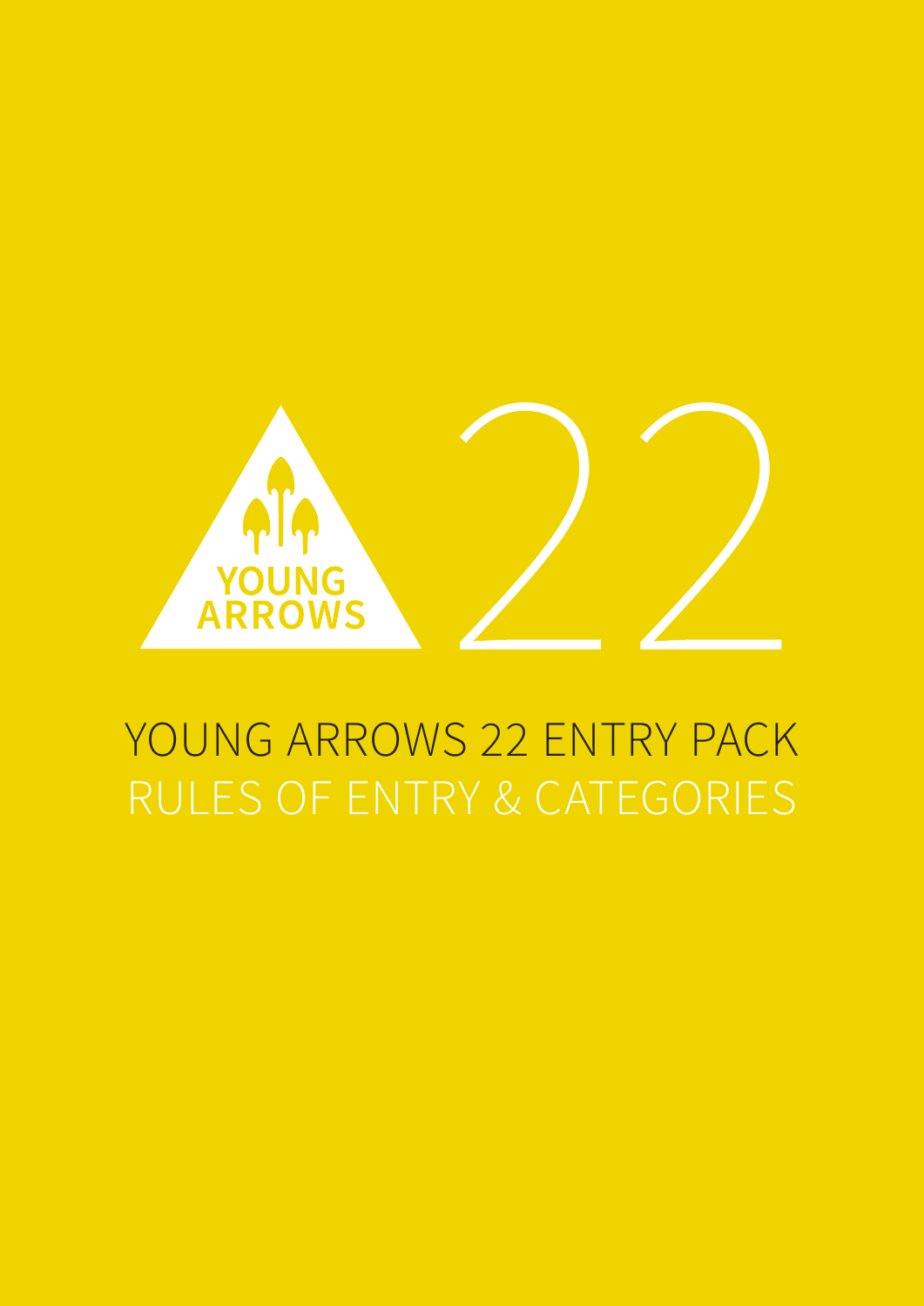YOUNG ARROWS 22

# YOUNG ARROWS 22 ENTRY PACK

## RULES OF ENTRY & CATEGORIES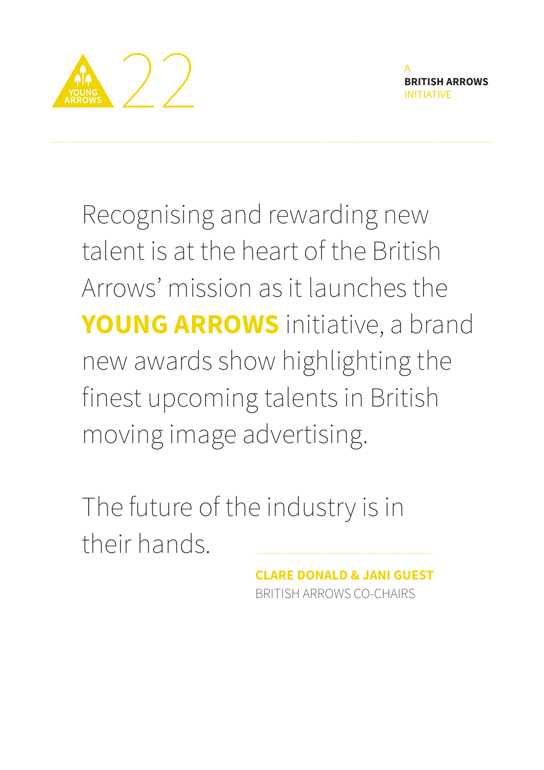YOUNG ARROWS 22

A **BRITISH ARROWS** INITIATIVE

Recognising and rewarding new talent is at the heart of the British Arrows' mission as it launches the **YOUNG ARROWS** initiative, a brand new awards show highlighting the finest upcoming talents in British moving image advertising.

The future of the industry is in their hands.

**CLARE DONALD & JANI GUEST**
BRITISH ARROWS CO-CHAIRS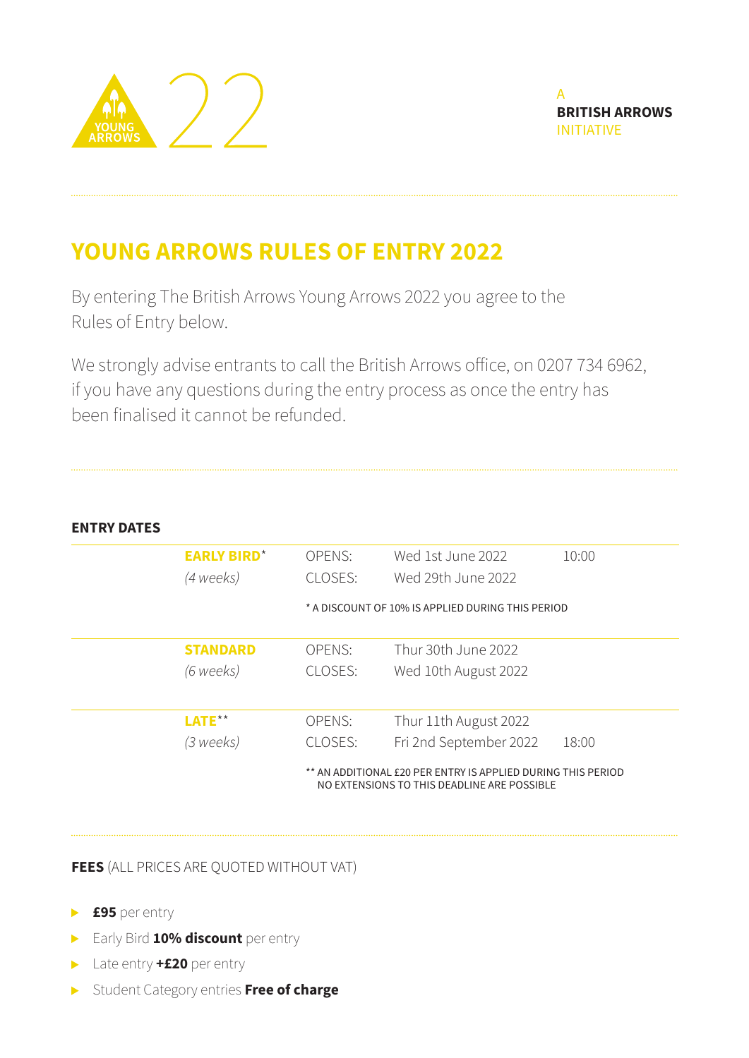YOUNG ARROWS 22

A **BRITISH ARROWS** INITIATIVE

# YOUNG ARROWS RULES OF ENTRY 2022

By entering The British Arrows Young Arrows 2022 you agree to the Rules of Entry below.

We strongly advise entrants to call the British Arrows office, on 0207 734 6962, if you have any questions during the entry process as once the entry has been finalised it cannot be refunded.

## ENTRY DATES

| | | | |
|---|---|---|---|
| **EARLY BIRD***<br>*(4 weeks)* | OPENS:<br>CLOSES: | Wed 1st June 2022<br>Wed 29th June 2022 | 10:00 |
| | * A DISCOUNT OF 10% IS APPLIED DURING THIS PERIOD | | |
| **STANDARD**<br>*(6 weeks)* | OPENS:<br>CLOSES: | Thur 30th June 2022<br>Wed 10th August 2022 | |
| **LATE****<br>*(3 weeks)* | OPENS:<br>CLOSES: | Thur 11th August 2022<br>Fri 2nd September 2022 | <br>18:00 |
| | ** AN ADDITIONAL £20 PER ENTRY IS APPLIED DURING THIS PERIOD<br>NO EXTENSIONS TO THIS DEADLINE ARE POSSIBLE | | |

## FEES (ALL PRICES ARE QUOTED WITHOUT VAT)

- **£95** per entry
- Early Bird **10% discount** per entry
- Late entry **+£20** per entry
- Student Category entries **Free of charge**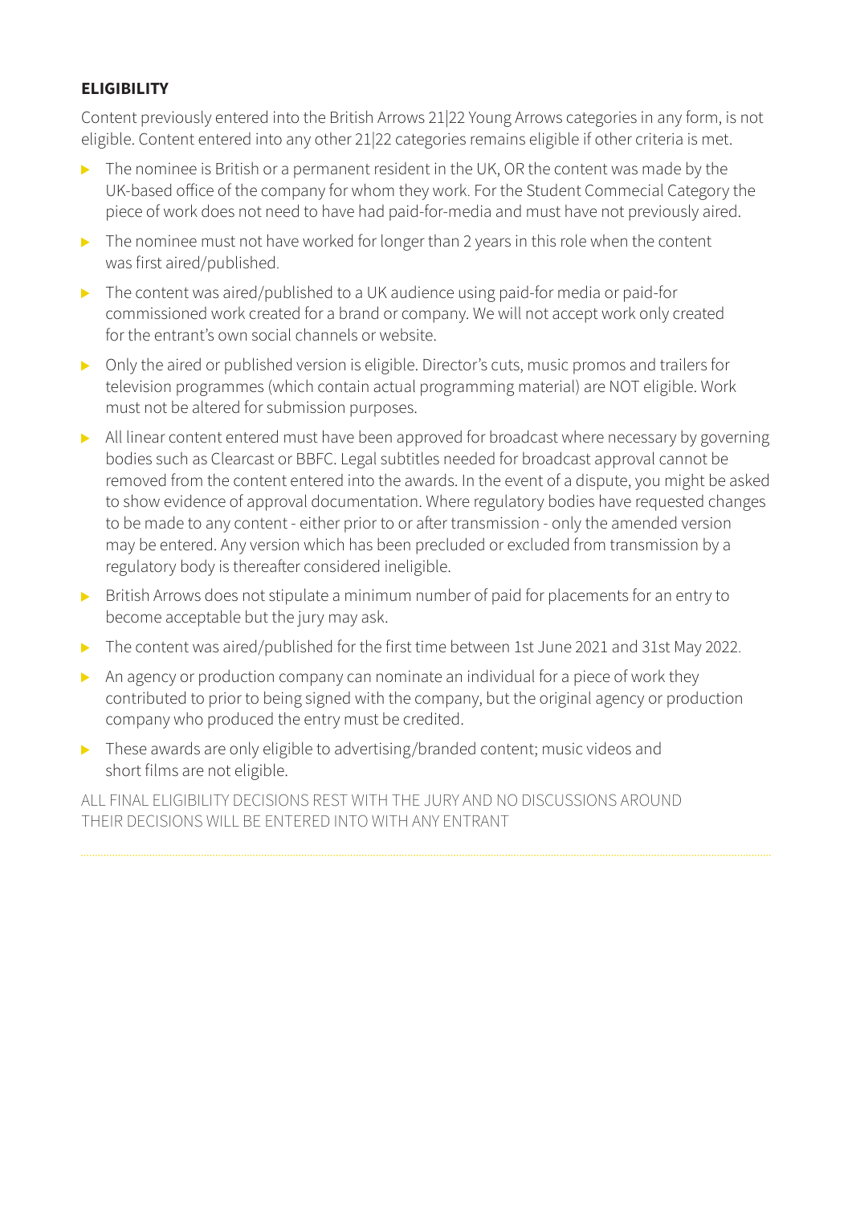## ELIGIBILITY

Content previously entered into the British Arrows 21|22 Young Arrows categories in any form, is not eligible. Content entered into any other 21|22 categories remains eligible if other criteria is met.

- The nominee is British or a permanent resident in the UK, OR the content was made by the UK-based office of the company for whom they work. For the Student Commercial Category the piece of work does not need to have had paid-for-media and must have not previously aired.
- The nominee must not have worked for longer than 2 years in this role when the content was first aired/published.
- The content was aired/published to a UK audience using paid-for media or paid-for commissioned work created for a brand or company. We will not accept work only created for the entrant's own social channels or website.
- Only the aired or published version is eligible. Director's cuts, music promos and trailers for television programmes (which contain actual programming material) are NOT eligible. Work must not be altered for submission purposes.
- All linear content entered must have been approved for broadcast where necessary by governing bodies such as Clearcast or BBFC. Legal subtitles needed for broadcast approval cannot be removed from the content entered into the awards. In the event of a dispute, you might be asked to show evidence of approval documentation. Where regulatory bodies have requested changes to be made to any content - either prior to or after transmission - only the amended version may be entered. Any version which has been precluded or excluded from transmission by a regulatory body is thereafter considered ineligible.
- British Arrows does not stipulate a minimum number of paid for placements for an entry to become acceptable but the jury may ask.
- The content was aired/published for the first time between 1st June 2021 and 31st May 2022.
- An agency or production company can nominate an individual for a piece of work they contributed to prior to being signed with the company, but the original agency or production company who produced the entry must be credited.
- These awards are only eligible to advertising/branded content; music videos and short films are not eligible.

ALL FINAL ELIGIBILITY DECISIONS REST WITH THE JURY AND NO DISCUSSIONS AROUND THEIR DECISIONS WILL BE ENTERED INTO WITH ANY ENTRANT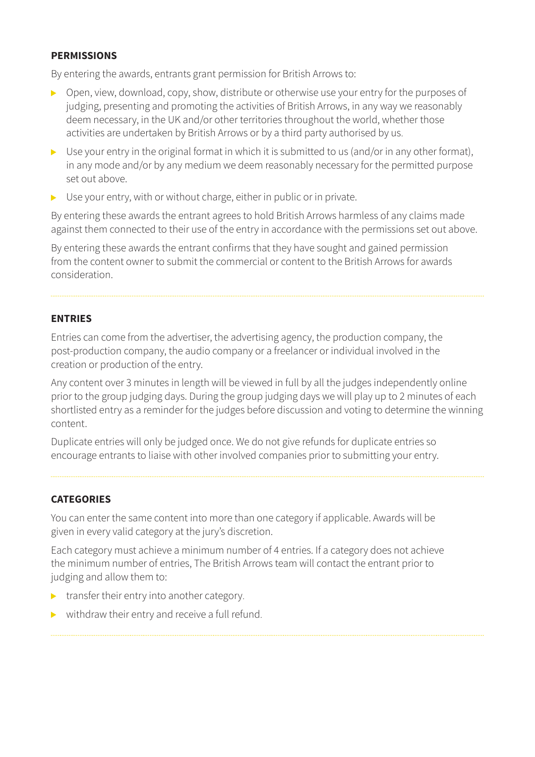## PERMISSIONS

By entering the awards, entrants grant permission for British Arrows to:

- Open, view, download, copy, show, distribute or otherwise use your entry for the purposes of judging, presenting and promoting the activities of British Arrows, in any way we reasonably deem necessary, in the UK and/or other territories throughout the world, whether those activities are undertaken by British Arrows or by a third party authorised by us.
- Use your entry in the original format in which it is submitted to us (and/or in any other format), in any mode and/or by any medium we deem reasonably necessary for the permitted purpose set out above.
- Use your entry, with or without charge, either in public or in private.

By entering these awards the entrant agrees to hold British Arrows harmless of any claims made against them connected to their use of the entry in accordance with the permissions set out above.

By entering these awards the entrant confirms that they have sought and gained permission from the content owner to submit the commercial or content to the British Arrows for awards consideration.

## ENTRIES

Entries can come from the advertiser, the advertising agency, the production company, the post-production company, the audio company or a freelancer or individual involved in the creation or production of the entry.

Any content over 3 minutes in length will be viewed in full by all the judges independently online prior to the group judging days. During the group judging days we will play up to 2 minutes of each shortlisted entry as a reminder for the judges before discussion and voting to determine the winning content.

Duplicate entries will only be judged once. We do not give refunds for duplicate entries so encourage entrants to liaise with other involved companies prior to submitting your entry.

## CATEGORIES

You can enter the same content into more than one category if applicable. Awards will be given in every valid category at the jury's discretion.

Each category must achieve a minimum number of 4 entries. If a category does not achieve the minimum number of entries, The British Arrows team will contact the entrant prior to judging and allow them to:

- transfer their entry into another category.
- withdraw their entry and receive a full refund.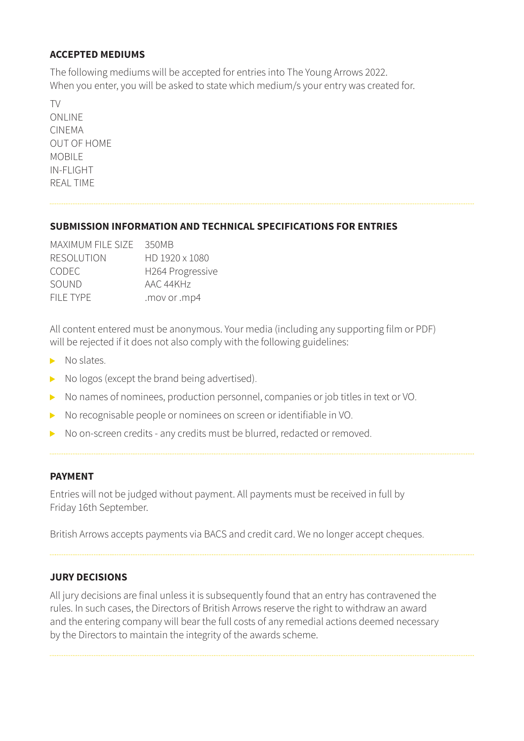## ACCEPTED MEDIUMS

The following mediums will be accepted for entries into The Young Arrows 2022.
When you enter, you will be asked to state which medium/s your entry was created for.

TV
ONLINE
CINEMA
OUT OF HOME
MOBILE
IN-FLIGHT
REAL TIME

---

## SUBMISSION INFORMATION AND TECHNICAL SPECIFICATIONS FOR ENTRIES

| | |
|---|---|
| MAXIMUM FILE SIZE | 350MB |
| RESOLUTION | HD 1920 x 1080 |
| CODEC | H264 Progressive |
| SOUND | AAC 44KHz |
| FILE TYPE | .mov or .mp4 |

All content entered must be anonymous. Your media (including any supporting film or PDF) will be rejected if it does not also comply with the following guidelines:

- No slates.
- No logos (except the brand being advertised).
- No names of nominees, production personnel, companies or job titles in text or VO.
- No recognisable people or nominees on screen or identifiable in VO.
- No on-screen credits - any credits must be blurred, redacted or removed.

---

## PAYMENT

Entries will not be judged without payment. All payments must be received in full by Friday 16th September.

British Arrows accepts payments via BACS and credit card. We no longer accept cheques.

---

## JURY DECISIONS

All jury decisions are final unless it is subsequently found that an entry has contravened the rules. In such cases, the Directors of British Arrows reserve the right to withdraw an award and the entering company will bear the full costs of any remedial actions deemed necessary by the Directors to maintain the integrity of the awards scheme.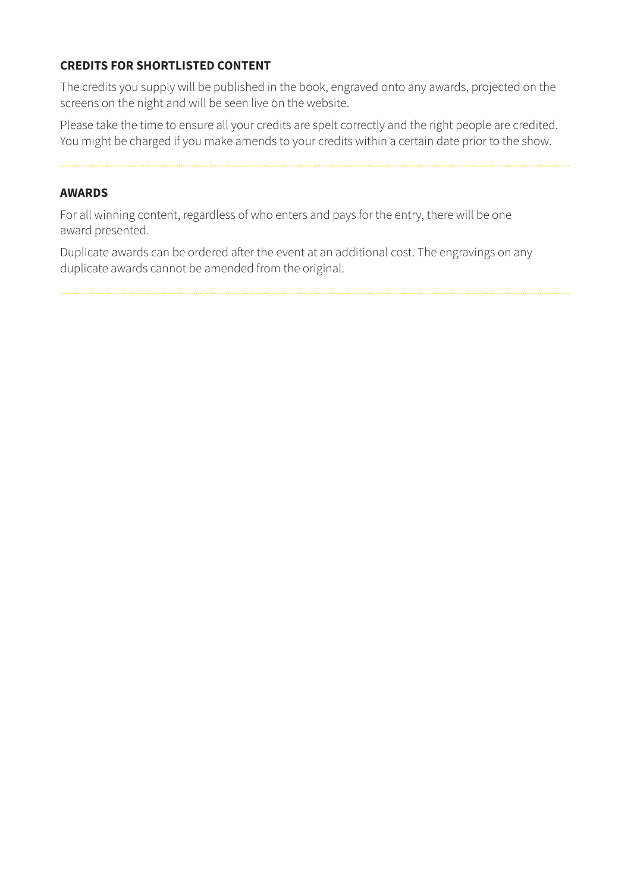## CREDITS FOR SHORTLISTED CONTENT

The credits you supply will be published in the book, engraved onto any awards, projected on the screens on the night and will be seen live on the website.

Please take the time to ensure all your credits are spelt correctly and the right people are credited. You might be charged if you make amends to your credits within a certain date prior to the show.

## AWARDS

For all winning content, regardless of who enters and pays for the entry, there will be one award presented.

Duplicate awards can be ordered after the event at an additional cost. The engravings on any duplicate awards cannot be amended from the original.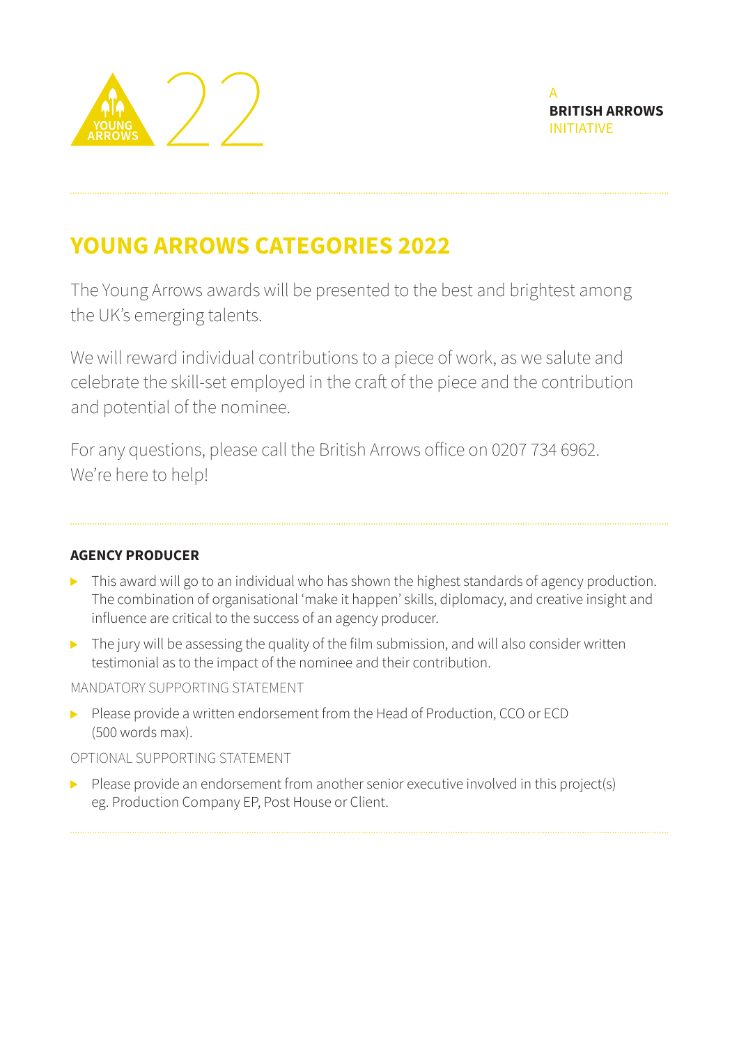YOUNG ARROWS 22

A **BRITISH ARROWS** INITIATIVE

## YOUNG ARROWS CATEGORIES 2022

The Young Arrows awards will be presented to the best and brightest among the UK's emerging talents.

We will reward individual contributions to a piece of work, as we salute and celebrate the skill-set employed in the craft of the piece and the contribution and potential of the nominee.

For any questions, please call the British Arrows office on 0207 734 6962. We're here to help!

### AGENCY PRODUCER

- This award will go to an individual who has shown the highest standards of agency production. The combination of organisational 'make it happen' skills, diplomacy, and creative insight and influence are critical to the success of an agency producer.
- The jury will be assessing the quality of the film submission, and will also consider written testimonial as to the impact of the nominee and their contribution.

MANDATORY SUPPORTING STATEMENT

- Please provide a written endorsement from the Head of Production, CCO or ECD (500 words max).

OPTIONAL SUPPORTING STATEMENT

- Please provide an endorsement from another senior executive involved in this project(s) eg. Production Company EP, Post House or Client.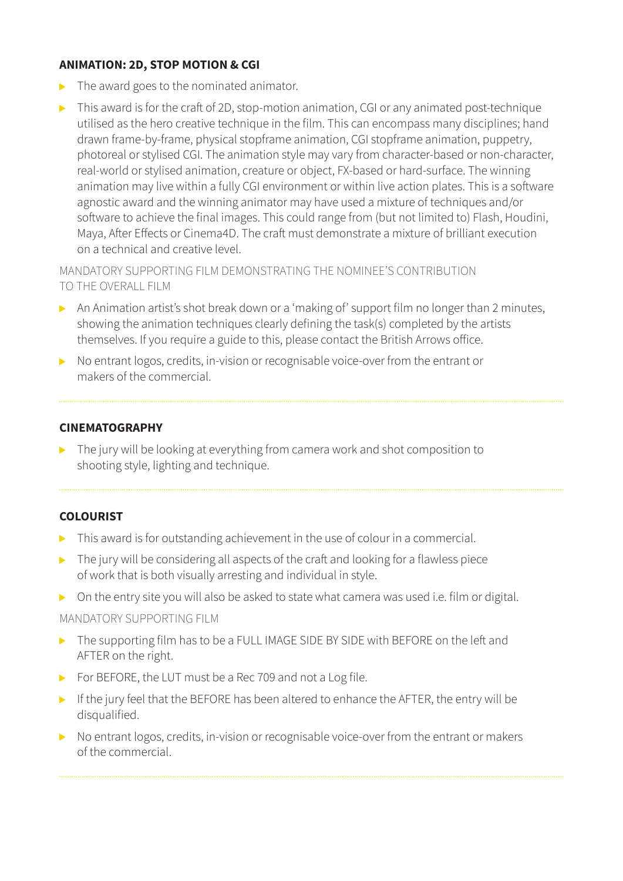### ANIMATION: 2D, STOP MOTION & CGI

- The award goes to the nominated animator.
- This award is for the craft of 2D, stop-motion animation, CGI or any animated post-technique utilised as the hero creative technique in the film. This can encompass many disciplines; hand drawn frame-by-frame, physical stopframe animation, CGI stopframe animation, puppetry, photoreal or stylised CGI. The animation style may vary from character-based or non-character, real-world or stylised animation, creature or object, FX-based or hard-surface. The winning animation may live within a fully CGI environment or within live action plates. This is a software agnostic award and the winning animator may have used a mixture of techniques and/or software to achieve the final images. This could range from (but not limited to) Flash, Houdini, Maya, After Effects or Cinema4D. The craft must demonstrate a mixture of brilliant execution on a technical and creative level.

MANDATORY SUPPORTING FILM DEMONSTRATING THE NOMINEE'S CONTRIBUTION TO THE OVERALL FILM

- An Animation artist's shot break down or a 'making of' support film no longer than 2 minutes, showing the animation techniques clearly defining the task(s) completed by the artists themselves. If you require a guide to this, please contact the British Arrows office.
- No entrant logos, credits, in-vision or recognisable voice-over from the entrant or makers of the commercial.

---

### CINEMATOGRAPHY

- The jury will be looking at everything from camera work and shot composition to shooting style, lighting and technique.

---

### COLOURIST

- This award is for outstanding achievement in the use of colour in a commercial.
- The jury will be considering all aspects of the craft and looking for a flawless piece of work that is both visually arresting and individual in style.
- On the entry site you will also be asked to state what camera was used i.e. film or digital.

MANDATORY SUPPORTING FILM

- The supporting film has to be a FULL IMAGE SIDE BY SIDE with BEFORE on the left and AFTER on the right.
- For BEFORE, the LUT must be a Rec 709 and not a Log file.
- If the jury feel that the BEFORE has been altered to enhance the AFTER, the entry will be disqualified.
- No entrant logos, credits, in-vision or recognisable voice-over from the entrant or makers of the commercial.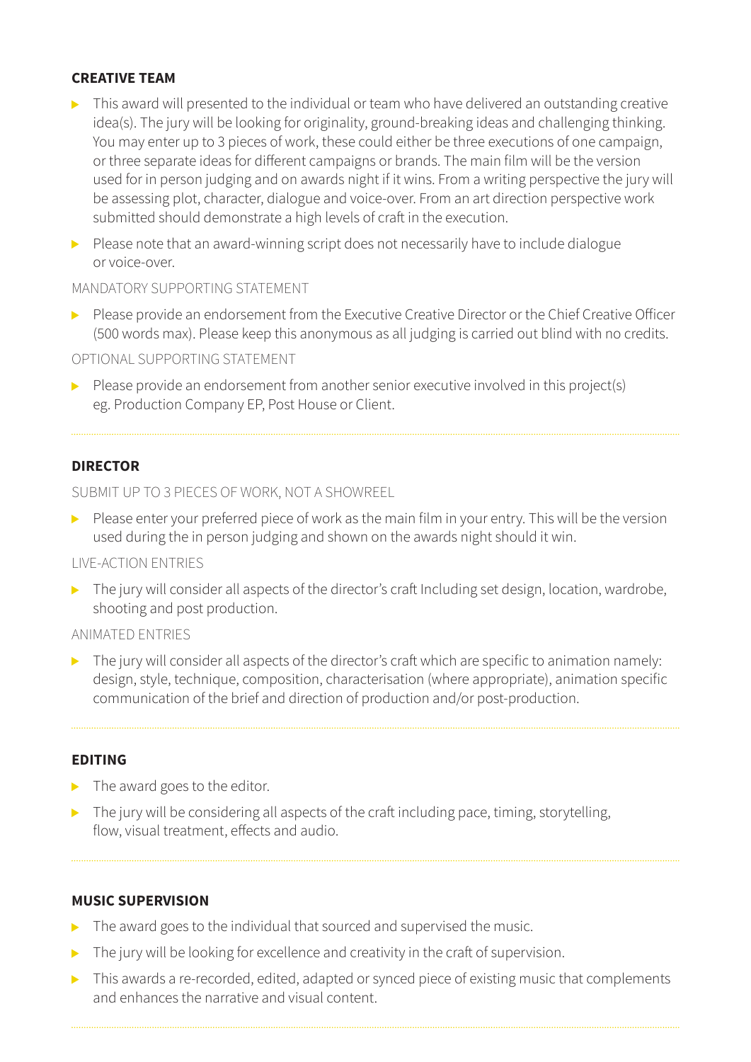## CREATIVE TEAM

- This award will presented to the individual or team who have delivered an outstanding creative idea(s). The jury will be looking for originality, ground-breaking ideas and challenging thinking. You may enter up to 3 pieces of work, these could either be three executions of one campaign, or three separate ideas for different campaigns or brands. The main film will be the version used for in person judging and on awards night if it wins. From a writing perspective the jury will be assessing plot, character, dialogue and voice-over. From an art direction perspective work submitted should demonstrate a high levels of craft in the execution.
- Please note that an award-winning script does not necessarily have to include dialogue or voice-over.

MANDATORY SUPPORTING STATEMENT

- Please provide an endorsement from the Executive Creative Director or the Chief Creative Officer (500 words max). Please keep this anonymous as all judging is carried out blind with no credits.

OPTIONAL SUPPORTING STATEMENT

- Please provide an endorsement from another senior executive involved in this project(s) eg. Production Company EP, Post House or Client.

---

## DIRECTOR

SUBMIT UP TO 3 PIECES OF WORK, NOT A SHOWREEL

- Please enter your preferred piece of work as the main film in your entry. This will be the version used during the in person judging and shown on the awards night should it win.

LIVE-ACTION ENTRIES

- The jury will consider all aspects of the director's craft Including set design, location, wardrobe, shooting and post production.

ANIMATED ENTRIES

- The jury will consider all aspects of the director's craft which are specific to animation namely: design, style, technique, composition, characterisation (where appropriate), animation specific communication of the brief and direction of production and/or post-production.

---

## EDITING

- The award goes to the editor.
- The jury will be considering all aspects of the craft including pace, timing, storytelling, flow, visual treatment, effects and audio.

---

## MUSIC SUPERVISION

- The award goes to the individual that sourced and supervised the music.
- The jury will be looking for excellence and creativity in the craft of supervision.
- This awards a re-recorded, edited, adapted or synced piece of existing music that complements and enhances the narrative and visual content.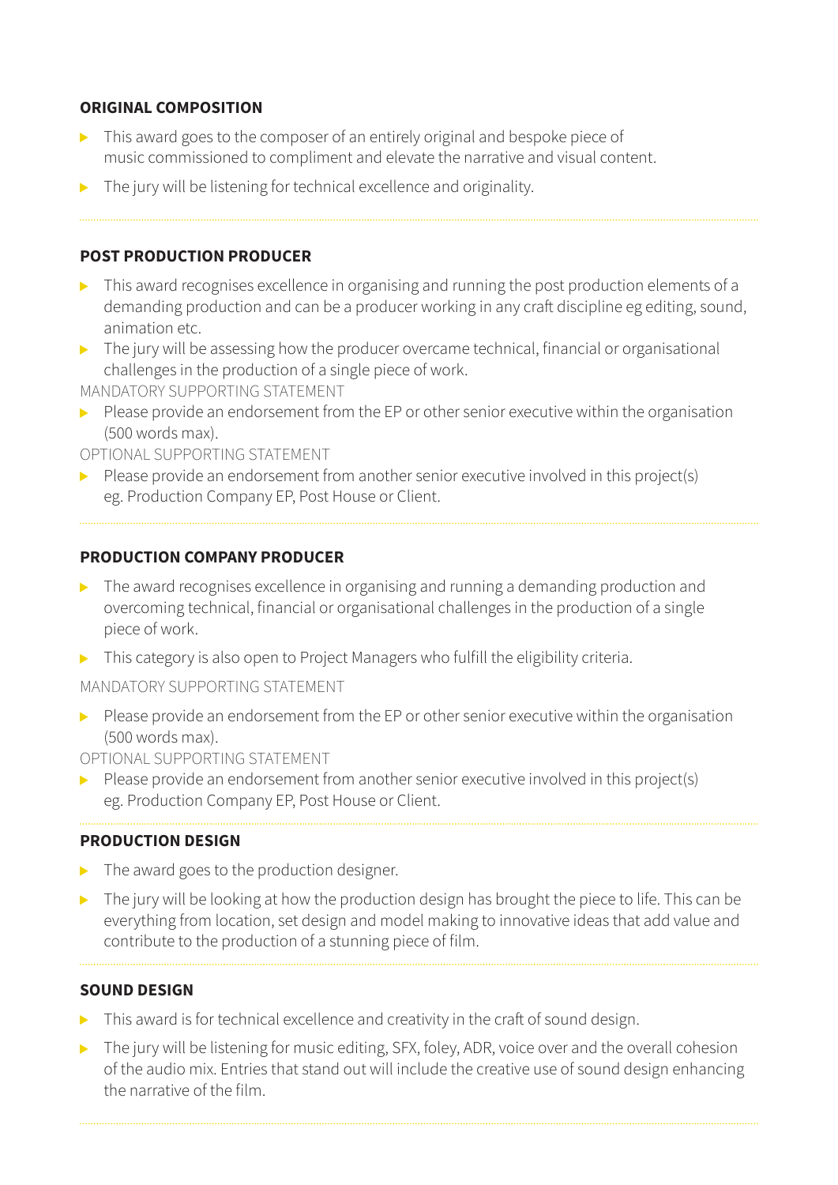**ORIGINAL COMPOSITION**

- This award goes to the composer of an entirely original and bespoke piece of music commissioned to compliment and elevate the narrative and visual content.
- The jury will be listening for technical excellence and originality.

---

**POST PRODUCTION PRODUCER**

- This award recognises excellence in organising and running the post production elements of a demanding production and can be a producer working in any craft discipline eg editing, sound, animation etc.
- The jury will be assessing how the producer overcame technical, financial or organisational challenges in the production of a single piece of work.

MANDATORY SUPPORTING STATEMENT

- Please provide an endorsement from the EP or other senior executive within the organisation (500 words max).

OPTIONAL SUPPORTING STATEMENT

- Please provide an endorsement from another senior executive involved in this project(s) eg. Production Company EP, Post House or Client.

---

**PRODUCTION COMPANY PRODUCER**

- The award recognises excellence in organising and running a demanding production and overcoming technical, financial or organisational challenges in the production of a single piece of work.
- This category is also open to Project Managers who fulfill the eligibility criteria.

MANDATORY SUPPORTING STATEMENT

- Please provide an endorsement from the EP or other senior executive within the organisation (500 words max).

OPTIONAL SUPPORTING STATEMENT

- Please provide an endorsement from another senior executive involved in this project(s) eg. Production Company EP, Post House or Client.

---

**PRODUCTION DESIGN**

- The award goes to the production designer.
- The jury will be looking at how the production design has brought the piece to life. This can be everything from location, set design and model making to innovative ideas that add value and contribute to the production of a stunning piece of film.

---

**SOUND DESIGN**

- This award is for technical excellence and creativity in the craft of sound design.
- The jury will be listening for music editing, SFX, foley, ADR, voice over and the overall cohesion of the audio mix. Entries that stand out will include the creative use of sound design enhancing the narrative of the film.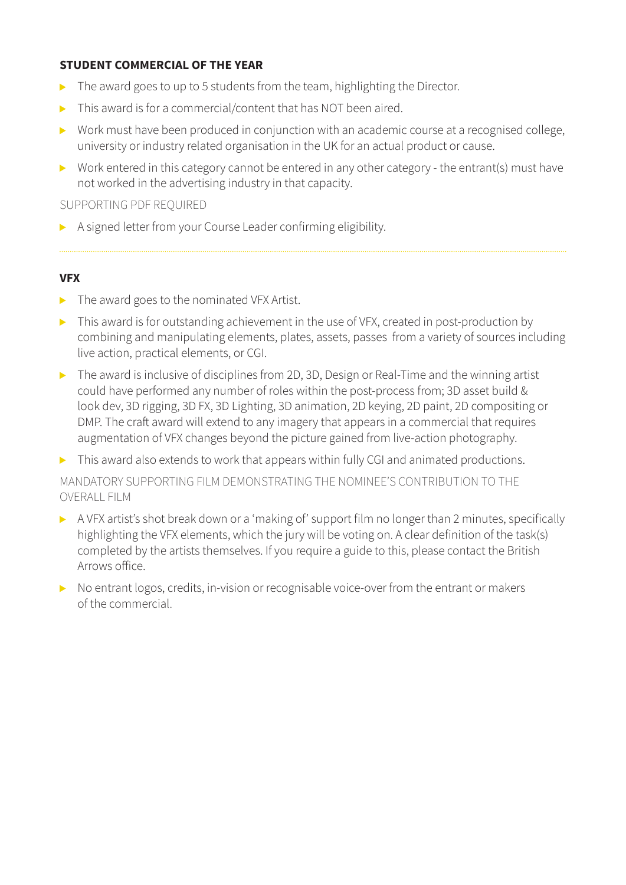**STUDENT COMMERCIAL OF THE YEAR**

- The award goes to up to 5 students from the team, highlighting the Director.
- This award is for a commercial/content that has NOT been aired.
- Work must have been produced in conjunction with an academic course at a recognised college, university or industry related organisation in the UK for an actual product or cause.
- Work entered in this category cannot be entered in any other category - the entrant(s) must have not worked in the advertising industry in that capacity.

SUPPORTING PDF REQUIRED

- A signed letter from your Course Leader confirming eligibility.

---

**VFX**

- The award goes to the nominated VFX Artist.
- This award is for outstanding achievement in the use of VFX, created in post-production by combining and manipulating elements, plates, assets, passes from a variety of sources including live action, practical elements, or CGI.
- The award is inclusive of disciplines from 2D, 3D, Design or Real-Time and the winning artist could have performed any number of roles within the post-process from; 3D asset build & look dev, 3D rigging, 3D FX, 3D Lighting, 3D animation, 2D keying, 2D paint, 2D compositing or DMP. The craft award will extend to any imagery that appears in a commercial that requires augmentation of VFX changes beyond the picture gained from live-action photography.
- This award also extends to work that appears within fully CGI and animated productions.

MANDATORY SUPPORTING FILM DEMONSTRATING THE NOMINEE'S CONTRIBUTION TO THE OVERALL FILM

- A VFX artist's shot break down or a 'making of' support film no longer than 2 minutes, specifically highlighting the VFX elements, which the jury will be voting on. A clear definition of the task(s) completed by the artists themselves. If you require a guide to this, please contact the British Arrows office.
- No entrant logos, credits, in-vision or recognisable voice-over from the entrant or makers of the commercial.